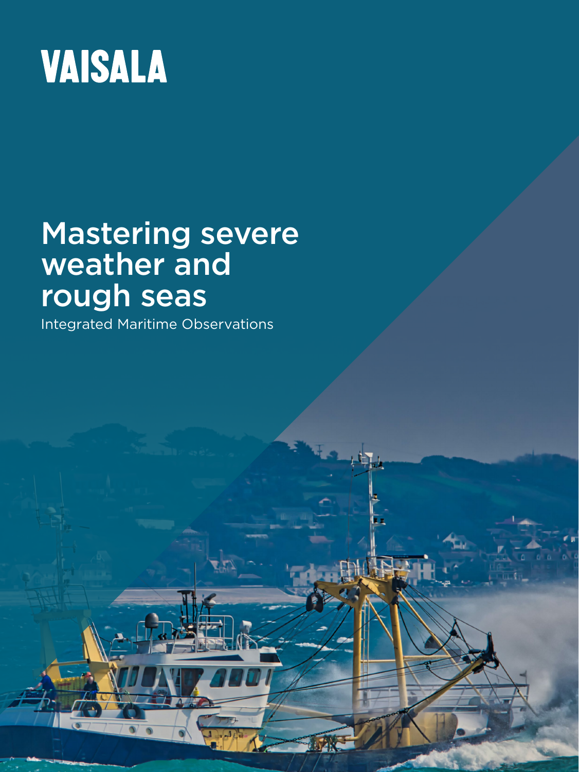VAISALA

# Mastering severe weather and rough seas

Integrated Maritime Observations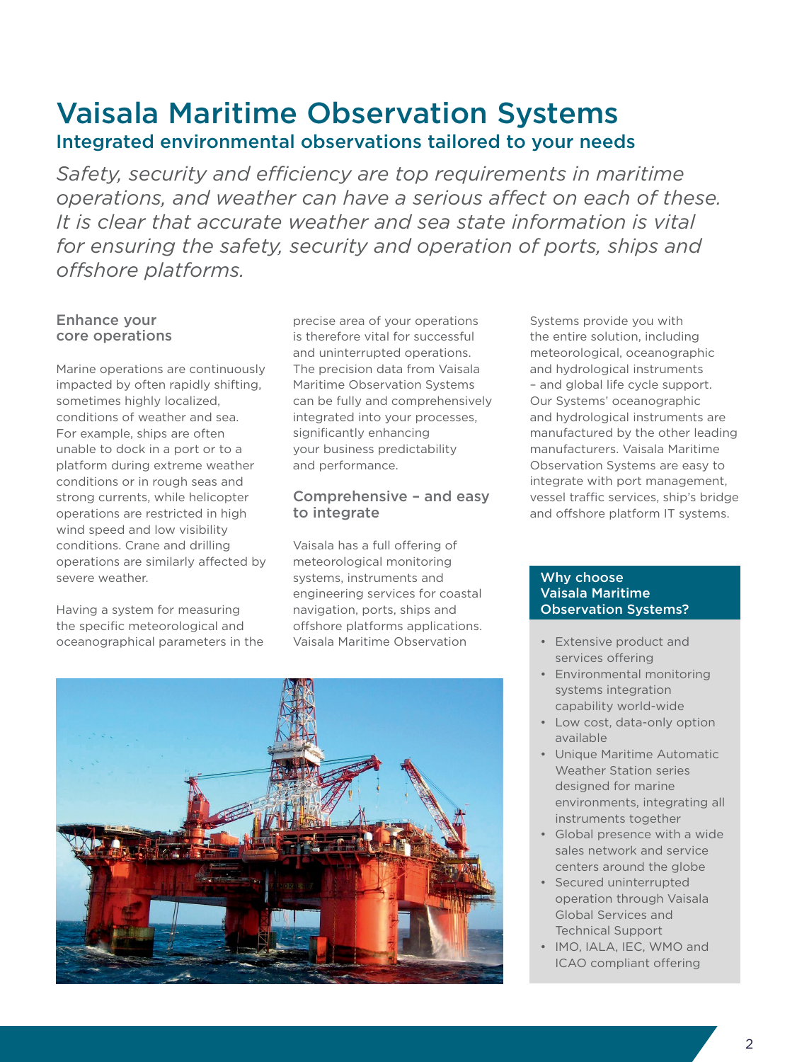# Vaisala Maritime Observation Systems

## Integrated environmental observations tailored to your needs

*Safety, security and efficiency are top requirements in maritime operations, and weather can have a serious affect on each of these. It is clear that accurate weather and sea state information is vital for ensuring the safety, security and operation of ports, ships and offshore platforms.*

### Enhance your core operations

Marine operations are continuously impacted by often rapidly shifting, sometimes highly localized, conditions of weather and sea. For example, ships are often unable to dock in a port or to a platform during extreme weather conditions or in rough seas and strong currents, while helicopter operations are restricted in high wind speed and low visibility conditions. Crane and drilling operations are similarly affected by severe weather.

Having a system for measuring the specific meteorological and oceanographical parameters in the precise area of your operations is therefore vital for successful and uninterrupted operations. The precision data from Vaisala Maritime Observation Systems can be fully and comprehensively integrated into your processes, significantly enhancing your business predictability and performance.

### Comprehensive – and easy to integrate

Vaisala has a full offering of meteorological monitoring systems, instruments and engineering services for coastal navigation, ports, ships and offshore platforms applications. Vaisala Maritime Observation Systems provide you with the entire solution, including meteorological, oceanographic and hydrological instruments – and global life cycle support. Our Systems' oceanographic and hydrological instruments are manufactured by the other leading manufacturers. Vaisala Maritime Observation Systems are easy to integrate with port management, vessel traffic services, ship's bridge and offshore platform IT systems.

### Why choose Vaisala Maritime Observation Systems?

- Extensive product and services offering
- Environmental monitoring systems integration capability world-wide
- Low cost, data-only option available
- Unique Maritime Automatic Weather Station series designed for marine environments, integrating all instruments together
- Global presence with a wide sales network and service centers around the globe
- Secured uninterrupted operation through Vaisala Global Services and Technical Support
- IMO, IALA, IEC, WMO and ICAO compliant offering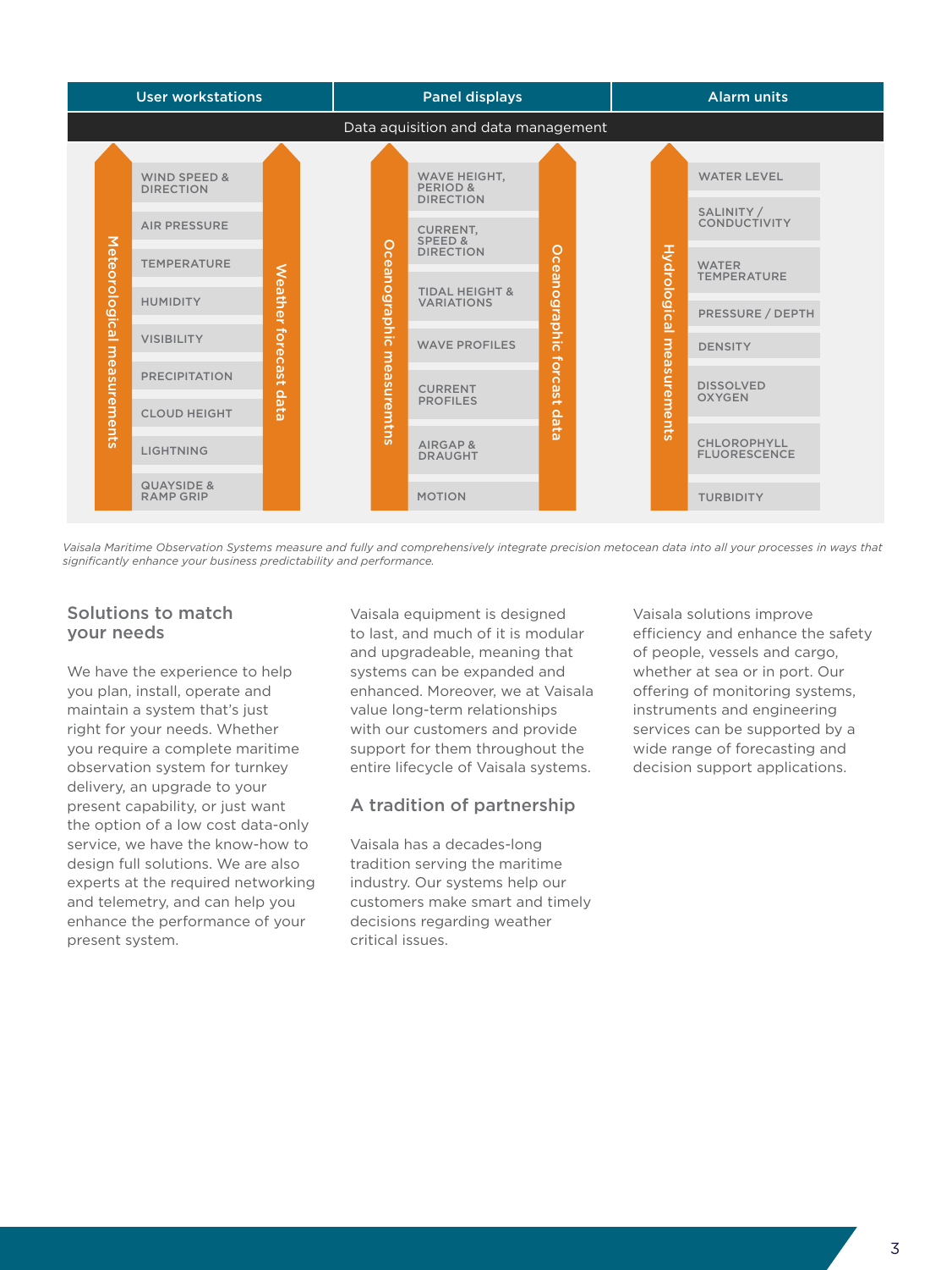| User workstations | Panel displays | Alarm units |
|---|---|---|
| Data aquisition and data management | | |

| Meteorological measurements / Weather forecast data | Oceanographic measurementns / Oceanographic forcast data | Hydrological measurements |
|---|---|---|
| WIND SPEED & DIRECTION | WAVE HEIGHT, PERIOD & DIRECTION | WATER LEVEL |
| AIR PRESSURE | CURRENT, SPEED & DIRECTION | SALINITY / CONDUCTIVITY |
| TEMPERATURE | TIDAL HEIGHT & VARIATIONS | WATER TEMPERATURE |
| HUMIDITY | WAVE PROFILES | PRESSURE / DEPTH |
| VISIBILITY | CURRENT PROFILES | DENSITY |
| PRECIPITATION | AIRGAP & DRAUGHT | DISSOLVED OXYGEN |
| CLOUD HEIGHT | MOTION | CHLOROPHYLL FLUORESCENCE |
| LIGHTNING | | TURBIDITY |
| QUAYSIDE & RAMP GRIP | | |

*Vaisala Maritime Observation Systems measure and fully and comprehensively integrate precision metocean data into all your processes in ways that significantly enhance your business predictability and performance.*

## Solutions to match your needs

We have the experience to help you plan, install, operate and maintain a system that's just right for your needs. Whether you require a complete maritime observation system for turnkey delivery, an upgrade to your present capability, or just want the option of a low cost data-only service, we have the know-how to design full solutions. We are also experts at the required networking and telemetry, and can help you enhance the performance of your present system.

Vaisala equipment is designed to last, and much of it is modular and upgradeable, meaning that systems can be expanded and enhanced. Moreover, we at Vaisala value long-term relationships with our customers and provide support for them throughout the entire lifecycle of Vaisala systems.

## A tradition of partnership

Vaisala has a decades-long tradition serving the maritime industry. Our systems help our customers make smart and timely decisions regarding weather critical issues.

Vaisala solutions improve efficiency and enhance the safety of people, vessels and cargo, whether at sea or in port. Our offering of monitoring systems, instruments and engineering services can be supported by a wide range of forecasting and decision support applications.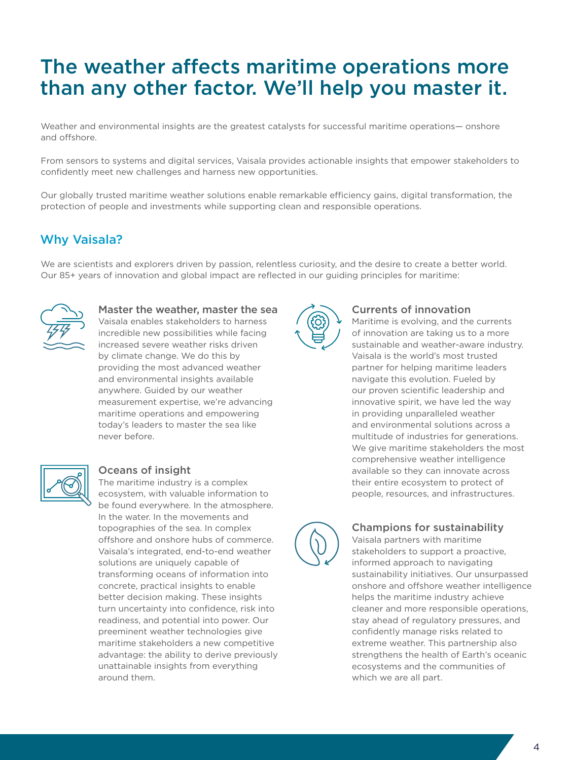# The weather affects maritime operations more than any other factor. We'll help you master it.

Weather and environmental insights are the greatest catalysts for successful maritime operations— onshore and offshore.

From sensors to systems and digital services, Vaisala provides actionable insights that empower stakeholders to confidently meet new challenges and harness new opportunities.

Our globally trusted maritime weather solutions enable remarkable efficiency gains, digital transformation, the protection of people and investments while supporting clean and responsible operations.

## Why Vaisala?

We are scientists and explorers driven by passion, relentless curiosity, and the desire to create a better world. Our 85+ years of innovation and global impact are reflected in our guiding principles for maritime:

### Master the weather, master the sea

Vaisala enables stakeholders to harness incredible new possibilities while facing increased severe weather risks driven by climate change. We do this by providing the most advanced weather and environmental insights available anywhere. Guided by our weather measurement expertise, we're advancing maritime operations and empowering today's leaders to master the sea like never before.

### Oceans of insight

The maritime industry is a complex ecosystem, with valuable information to be found everywhere. In the atmosphere. In the water. In the movements and topographies of the sea. In complex offshore and onshore hubs of commerce. Vaisala's integrated, end-to-end weather solutions are uniquely capable of transforming oceans of information into concrete, practical insights to enable better decision making. These insights turn uncertainty into confidence, risk into readiness, and potential into power. Our preeminent weather technologies give maritime stakeholders a new competitive advantage: the ability to derive previously unattainable insights from everything around them.

### Currents of innovation

Maritime is evolving, and the currents of innovation are taking us to a more sustainable and weather-aware industry. Vaisala is the world's most trusted partner for helping maritime leaders navigate this evolution. Fueled by our proven scientific leadership and innovative spirit, we have led the way in providing unparalleled weather and environmental solutions across a multitude of industries for generations. We give maritime stakeholders the most comprehensive weather intelligence available so they can innovate across their entire ecosystem to protect of people, resources, and infrastructures.

### Champions for sustainability

Vaisala partners with maritime stakeholders to support a proactive, informed approach to navigating sustainability initiatives. Our unsurpassed onshore and offshore weather intelligence helps the maritime industry achieve cleaner and more responsible operations, stay ahead of regulatory pressures, and confidently manage risks related to extreme weather. This partnership also strengthens the health of Earth's oceanic ecosystems and the communities of which we are all part.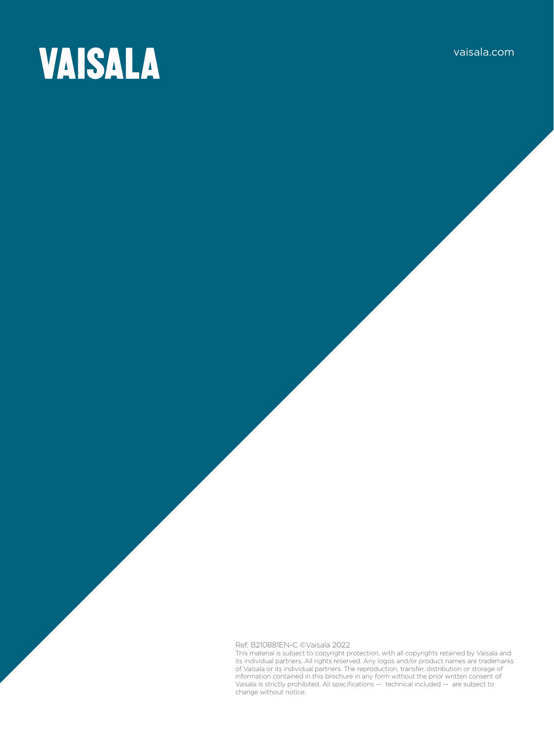VAISALA

vaisala.com

Ref. B210881EN-C ©Vaisala 2022
This material is subject to copyright protection, with all copyrights retained by Vaisala and its individual partners. All rights reserved. Any logos and/or product names are trademarks of Vaisala or its individual partners. The reproduction, transfer, distribution or storage of information contained in this brochure in any form without the prior written consent of Vaisala is strictly prohibited. All specifications — technical included — are subject to change without notice.